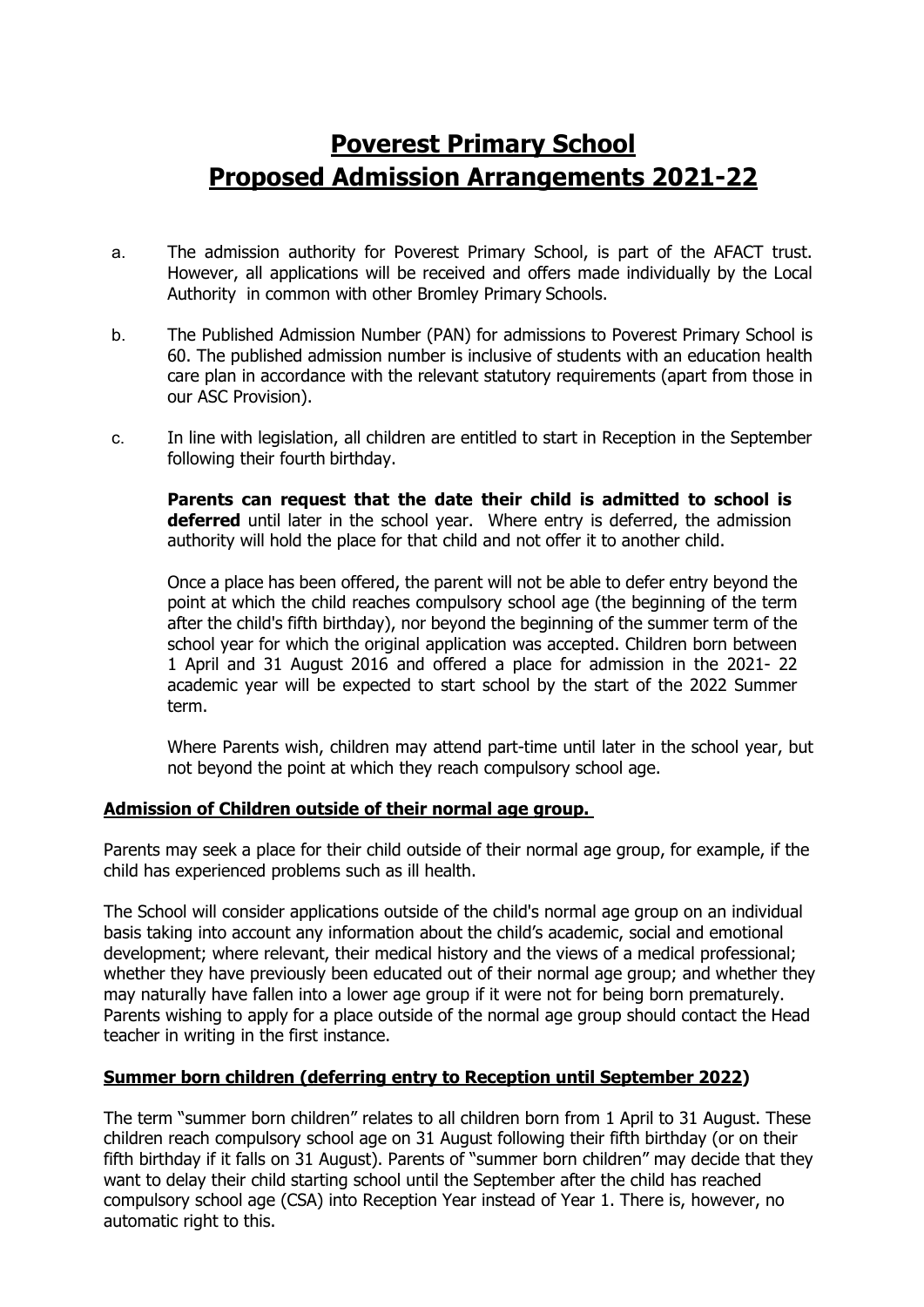# Poverest Primary School
# Proposed Admission Arrangements 2021-22

a. The admission authority for Poverest Primary School, is part of the AFACT trust. However, all applications will be received and offers made individually by the Local Authority in common with other Bromley Primary Schools.

b. The Published Admission Number (PAN) for admissions to Poverest Primary School is 60. The published admission number is inclusive of students with an education health care plan in accordance with the relevant statutory requirements (apart from those in our ASC Provision).

c. In line with legislation, all children are entitled to start in Reception in the September following their fourth birthday.

   **Parents can request that the date their child is admitted to school is deferred** until later in the school year. Where entry is deferred, the admission authority will hold the place for that child and not offer it to another child.

   Once a place has been offered, the parent will not be able to defer entry beyond the point at which the child reaches compulsory school age (the beginning of the term after the child's fifth birthday), nor beyond the beginning of the summer term of the school year for which the original application was accepted. Children born between 1 April and 31 August 2016 and offered a place for admission in the 2021- 22 academic year will be expected to start school by the start of the 2022 Summer term.

   Where Parents wish, children may attend part-time until later in the school year, but not beyond the point at which they reach compulsory school age.

**Admission of Children outside of their normal age group.**

Parents may seek a place for their child outside of their normal age group, for example, if the child has experienced problems such as ill health.

The School will consider applications outside of the child's normal age group on an individual basis taking into account any information about the child's academic, social and emotional development; where relevant, their medical history and the views of a medical professional; whether they have previously been educated out of their normal age group; and whether they may naturally have fallen into a lower age group if it were not for being born prematurely. Parents wishing to apply for a place outside of the normal age group should contact the Head teacher in writing in the first instance.

**Summer born children (deferring entry to Reception until September 2022)**

The term "summer born children" relates to all children born from 1 April to 31 August. These children reach compulsory school age on 31 August following their fifth birthday (or on their fifth birthday if it falls on 31 August). Parents of "summer born children" may decide that they want to delay their child starting school until the September after the child has reached compulsory school age (CSA) into Reception Year instead of Year 1. There is, however, no automatic right to this.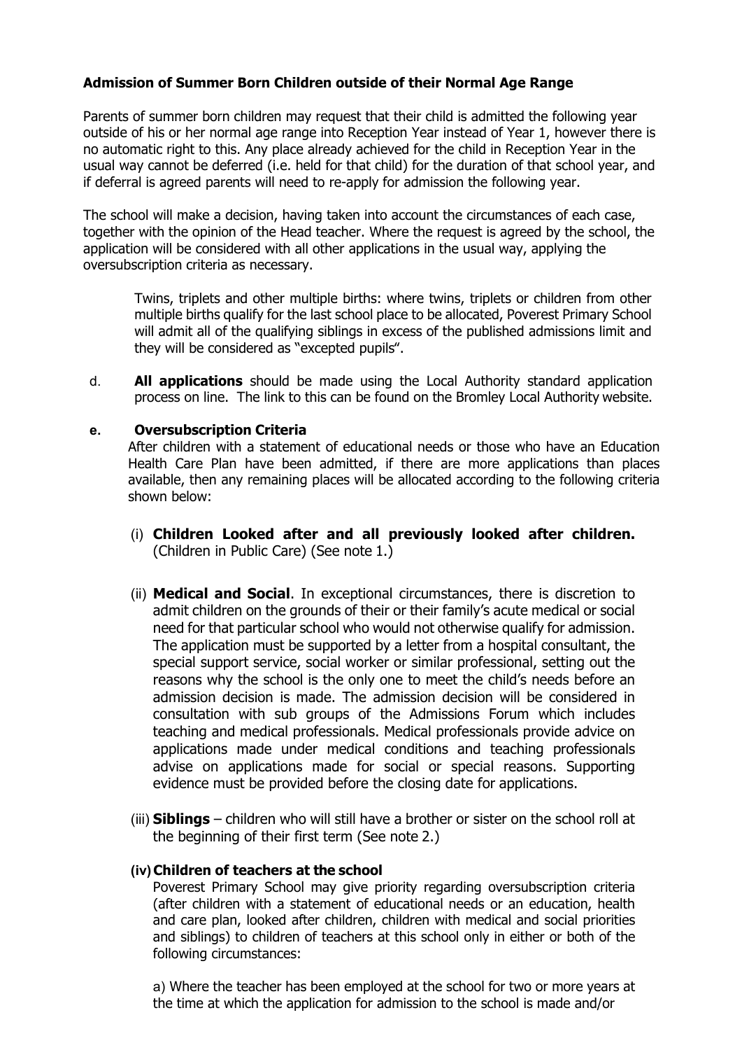**Admission of Summer Born Children outside of their Normal Age Range**

Parents of summer born children may request that their child is admitted the following year outside of his or her normal age range into Reception Year instead of Year 1, however there is no automatic right to this. Any place already achieved for the child in Reception Year in the usual way cannot be deferred (i.e. held for that child) for the duration of that school year, and if deferral is agreed parents will need to re-apply for admission the following year.

The school will make a decision, having taken into account the circumstances of each case, together with the opinion of the Head teacher. Where the request is agreed by the school, the application will be considered with all other applications in the usual way, applying the oversubscription criteria as necessary.

Twins, triplets and other multiple births: where twins, triplets or children from other multiple births qualify for the last school place to be allocated, Poverest Primary School will admit all of the qualifying siblings in excess of the published admissions limit and they will be considered as "excepted pupils".

d. **All applications** should be made using the Local Authority standard application process on line. The link to this can be found on the Bromley Local Authority website.

**e. Oversubscription Criteria**

After children with a statement of educational needs or those who have an Education Health Care Plan have been admitted, if there are more applications than places available, then any remaining places will be allocated according to the following criteria shown below:

(i) **Children Looked after and all previously looked after children.** (Children in Public Care) (See note 1.)

(ii) **Medical and Social**. In exceptional circumstances, there is discretion to admit children on the grounds of their or their family's acute medical or social need for that particular school who would not otherwise qualify for admission. The application must be supported by a letter from a hospital consultant, the special support service, social worker or similar professional, setting out the reasons why the school is the only one to meet the child's needs before an admission decision is made. The admission decision will be considered in consultation with sub groups of the Admissions Forum which includes teaching and medical professionals. Medical professionals provide advice on applications made under medical conditions and teaching professionals advise on applications made for social or special reasons. Supporting evidence must be provided before the closing date for applications.

(iii) **Siblings** – children who will still have a brother or sister on the school roll at the beginning of their first term (See note 2.)

**(iv) Children of teachers at the school**

Poverest Primary School may give priority regarding oversubscription criteria (after children with a statement of educational needs or an education, health and care plan, looked after children, children with medical and social priorities and siblings) to children of teachers at this school only in either or both of the following circumstances:

a) Where the teacher has been employed at the school for two or more years at the time at which the application for admission to the school is made and/or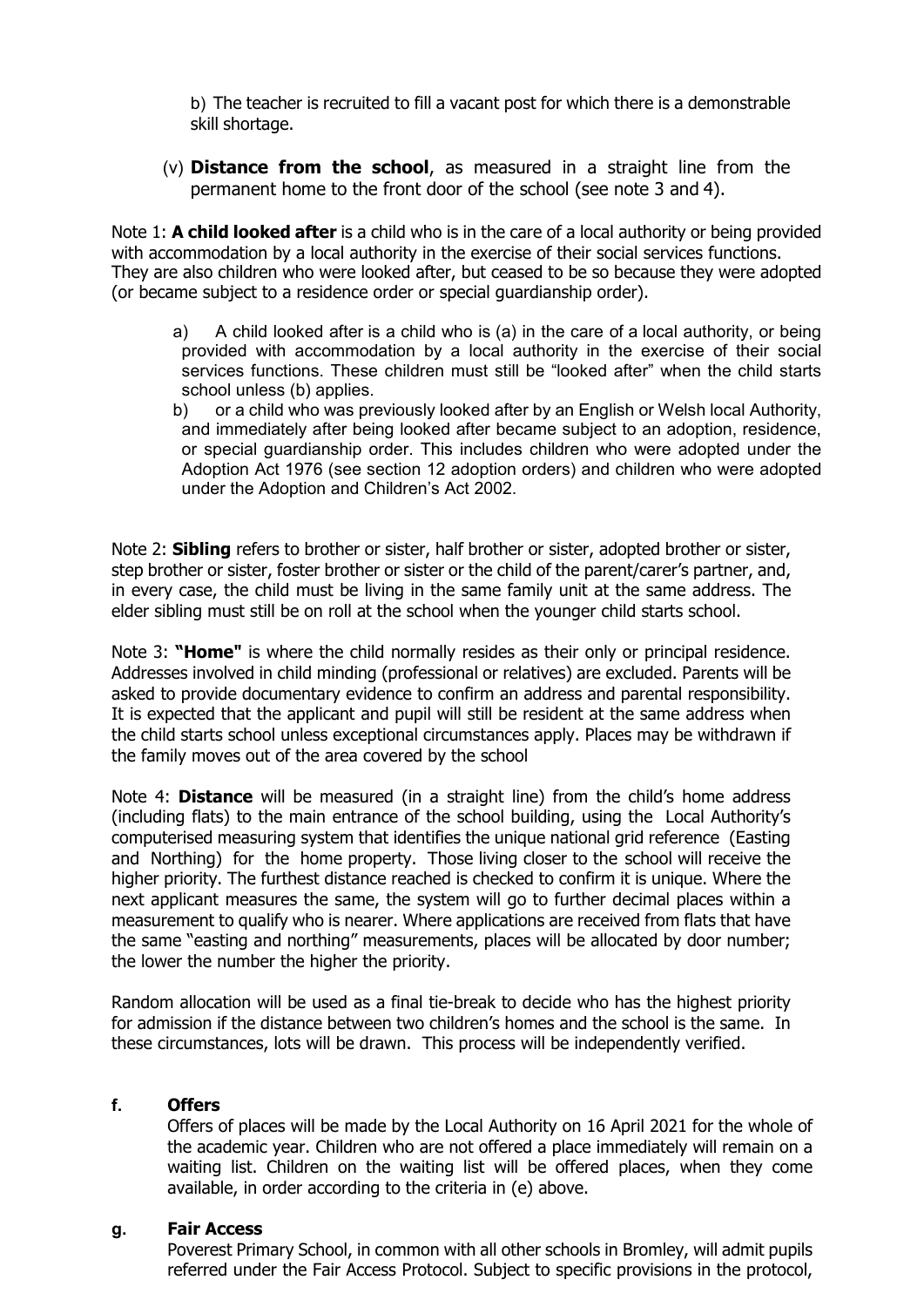b) The teacher is recruited to fill a vacant post for which there is a demonstrable skill shortage.

(v) **Distance from the school**, as measured in a straight line from the permanent home to the front door of the school (see note 3 and 4).

Note 1: **A child looked after** is a child who is in the care of a local authority or being provided with accommodation by a local authority in the exercise of their social services functions. They are also children who were looked after, but ceased to be so because they were adopted (or became subject to a residence order or special guardianship order).

a) A child looked after is a child who is (a) in the care of a local authority, or being provided with accommodation by a local authority in the exercise of their social services functions. These children must still be "looked after" when the child starts school unless (b) applies.

b) or a child who was previously looked after by an English or Welsh local Authority, and immediately after being looked after became subject to an adoption, residence, or special guardianship order. This includes children who were adopted under the Adoption Act 1976 (see section 12 adoption orders) and children who were adopted under the Adoption and Children's Act 2002.

Note 2: **Sibling** refers to brother or sister, half brother or sister, adopted brother or sister, step brother or sister, foster brother or sister or the child of the parent/carer's partner, and, in every case, the child must be living in the same family unit at the same address. The elder sibling must still be on roll at the school when the younger child starts school.

Note 3: **"Home"** is where the child normally resides as their only or principal residence. Addresses involved in child minding (professional or relatives) are excluded. Parents will be asked to provide documentary evidence to confirm an address and parental responsibility. It is expected that the applicant and pupil will still be resident at the same address when the child starts school unless exceptional circumstances apply. Places may be withdrawn if the family moves out of the area covered by the school

Note 4: **Distance** will be measured (in a straight line) from the child's home address (including flats) to the main entrance of the school building, using the Local Authority's computerised measuring system that identifies the unique national grid reference (Easting and Northing) for the home property. Those living closer to the school will receive the higher priority. The furthest distance reached is checked to confirm it is unique. Where the next applicant measures the same, the system will go to further decimal places within a measurement to qualify who is nearer. Where applications are received from flats that have the same "easting and northing" measurements, places will be allocated by door number; the lower the number the higher the priority.

Random allocation will be used as a final tie-break to decide who has the highest priority for admission if the distance between two children's homes and the school is the same. In these circumstances, lots will be drawn. This process will be independently verified.

### f. Offers

Offers of places will be made by the Local Authority on 16 April 2021 for the whole of the academic year. Children who are not offered a place immediately will remain on a waiting list. Children on the waiting list will be offered places, when they come available, in order according to the criteria in (e) above.

### g. Fair Access

Poverest Primary School, in common with all other schools in Bromley, will admit pupils referred under the Fair Access Protocol. Subject to specific provisions in the protocol,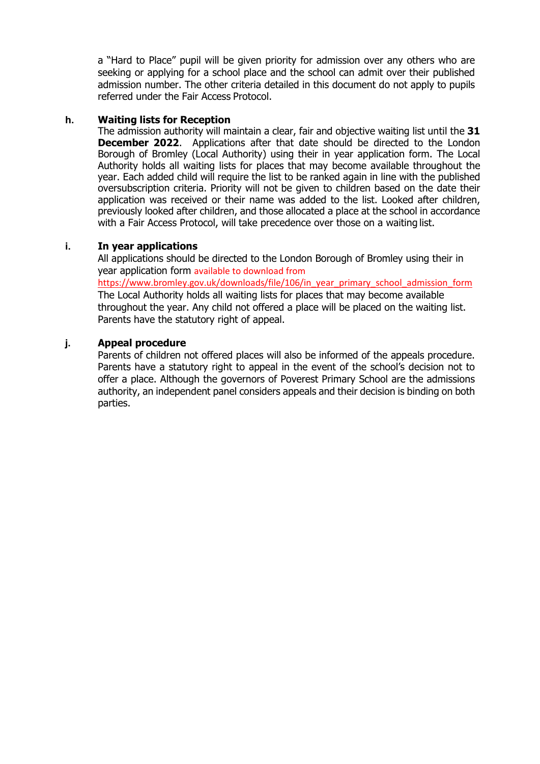a "Hard to Place" pupil will be given priority for admission over any others who are seeking or applying for a school place and the school can admit over their published admission number. The other criteria detailed in this document do not apply to pupils referred under the Fair Access Protocol.

**h. Waiting lists for Reception**

The admission authority will maintain a clear, fair and objective waiting list until the **31 December 2022**. Applications after that date should be directed to the London Borough of Bromley (Local Authority) using their in year application form. The Local Authority holds all waiting lists for places that may become available throughout the year. Each added child will require the list to be ranked again in line with the published oversubscription criteria. Priority will not be given to children based on the date their application was received or their name was added to the list. Looked after children, previously looked after children, and those allocated a place at the school in accordance with a Fair Access Protocol, will take precedence over those on a waiting list.

**i. In year applications**

All applications should be directed to the London Borough of Bromley using their in year application form available to download from https://www.bromley.gov.uk/downloads/file/106/in_year_primary_school_admission_form
The Local Authority holds all waiting lists for places that may become available throughout the year. Any child not offered a place will be placed on the waiting list. Parents have the statutory right of appeal.

**j. Appeal procedure**

Parents of children not offered places will also be informed of the appeals procedure. Parents have a statutory right to appeal in the event of the school's decision not to offer a place. Although the governors of Poverest Primary School are the admissions authority, an independent panel considers appeals and their decision is binding on both parties.